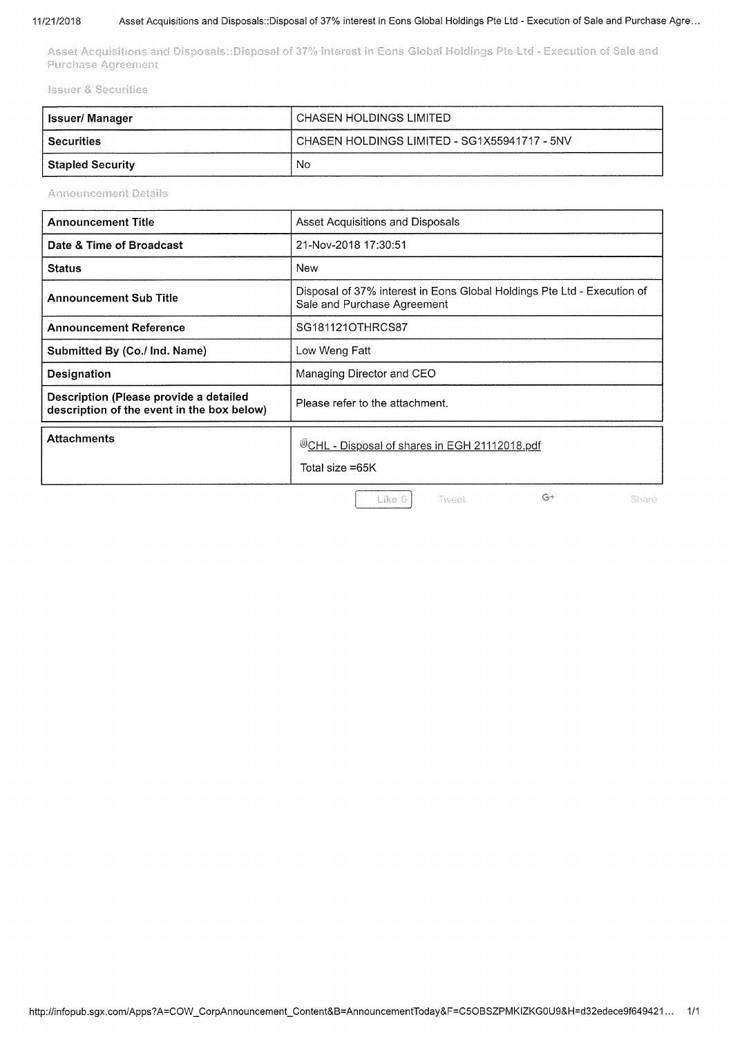# Asset Acquisitions and Disposals::Disposal of 37% interest in Eons Global Holdings Pte Ltd - Execution of Sale and Purchase Agreement

## Issuer & Securities

| Issuer/ Manager | CHASEN HOLDINGS LIMITED |
|---|---|
| Securities | CHASEN HOLDINGS LIMITED - SG1X55941717 - 5NV |
| Stapled Security | No |

## Announcement Details

| Announcement Title | Asset Acquisitions and Disposals |
|---|---|
| Date & Time of Broadcast | 21-Nov-2018 17:30:51 |
| Status | New |
| Announcement Sub Title | Disposal of 37% interest in Eons Global Holdings Pte Ltd - Execution of Sale and Purchase Agreement |
| Announcement Reference | SG181121OTHRCS87 |
| Submitted By (Co./ Ind. Name) | Low Weng Fatt |
| Designation | Managing Director and CEO |
| Description (Please provide a detailed description of the event in the box below) | Please refer to the attachment. |

| Attachments | CHL - Disposal of shares in EGH 21112018.pdf<br>Total size =65K |
|---|---|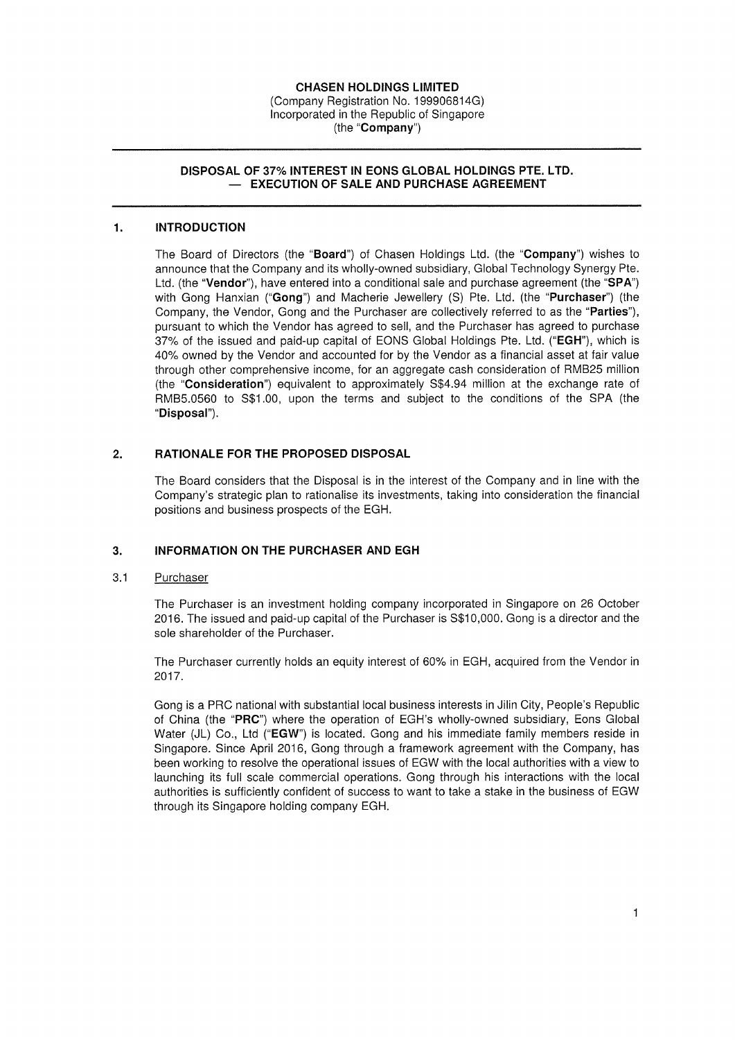**CHASEN HOLDINGS LIMITED**
(Company Registration No. 199906814G)
Incorporated in the Republic of Singapore
(the "**Company**")

---

**DISPOSAL OF 37% INTEREST IN EONS GLOBAL HOLDINGS PTE. LTD. — EXECUTION OF SALE AND PURCHASE AGREEMENT**

---

## 1. INTRODUCTION

The Board of Directors (the "**Board**") of Chasen Holdings Ltd. (the "**Company**") wishes to announce that the Company and its wholly-owned subsidiary, Global Technology Synergy Pte. Ltd. (the "**Vendor**"), have entered into a conditional sale and purchase agreement (the "**SPA**") with Gong Hanxian ("**Gong**") and Macherie Jewellery (S) Pte. Ltd. (the "**Purchaser**") (the Company, the Vendor, Gong and the Purchaser are collectively referred to as the "**Parties**"), pursuant to which the Vendor has agreed to sell, and the Purchaser has agreed to purchase 37% of the issued and paid-up capital of EONS Global Holdings Pte. Ltd. ("**EGH**"), which is 40% owned by the Vendor and accounted for by the Vendor as a financial asset at fair value through other comprehensive income, for an aggregate cash consideration of RMB25 million (the "**Consideration**") equivalent to approximately S$4.94 million at the exchange rate of RMB5.0560 to S$1.00, upon the terms and subject to the conditions of the SPA (the "**Disposal**").

## 2. RATIONALE FOR THE PROPOSED DISPOSAL

The Board considers that the Disposal is in the interest of the Company and in line with the Company's strategic plan to rationalise its investments, taking into consideration the financial positions and business prospects of the EGH.

## 3. INFORMATION ON THE PURCHASER AND EGH

### 3.1 Purchaser

The Purchaser is an investment holding company incorporated in Singapore on 26 October 2016. The issued and paid-up capital of the Purchaser is S$10,000. Gong is a director and the sole shareholder of the Purchaser.

The Purchaser currently holds an equity interest of 60% in EGH, acquired from the Vendor in 2017.

Gong is a PRC national with substantial local business interests in Jilin City, People's Republic of China (the "**PRC**") where the operation of EGH's wholly-owned subsidiary, Eons Global Water (JL) Co., Ltd ("**EGW**") is located. Gong and his immediate family members reside in Singapore. Since April 2016, Gong through a framework agreement with the Company, has been working to resolve the operational issues of EGW with the local authorities with a view to launching its full scale commercial operations. Gong through his interactions with the local authorities is sufficiently confident of success to want to take a stake in the business of EGW through its Singapore holding company EGH.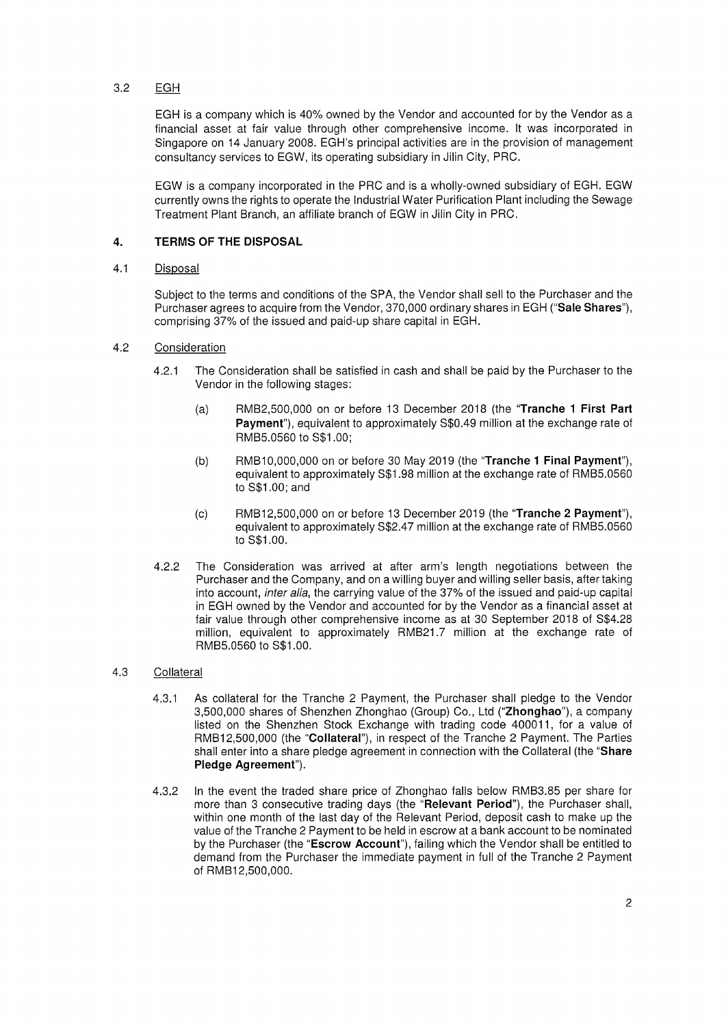### 3.2 EGH

EGH is a company which is 40% owned by the Vendor and accounted for by the Vendor as a financial asset at fair value through other comprehensive income. It was incorporated in Singapore on 14 January 2008. EGH's principal activities are in the provision of management consultancy services to EGW, its operating subsidiary in Jilin City, PRC.

EGW is a company incorporated in the PRC and is a wholly-owned subsidiary of EGH. EGW currently owns the rights to operate the Industrial Water Purification Plant including the Sewage Treatment Plant Branch, an affiliate branch of EGW in Jilin City in PRC.

## 4. TERMS OF THE DISPOSAL

### 4.1 Disposal

Subject to the terms and conditions of the SPA, the Vendor shall sell to the Purchaser and the Purchaser agrees to acquire from the Vendor, 370,000 ordinary shares in EGH ("**Sale Shares**"), comprising 37% of the issued and paid-up share capital in EGH.

### 4.2 Consideration

4.2.1 The Consideration shall be satisfied in cash and shall be paid by the Purchaser to the Vendor in the following stages:

(a) RMB2,500,000 on or before 13 December 2018 (the "**Tranche 1 First Part Payment**"), equivalent to approximately S$0.49 million at the exchange rate of RMB5.0560 to S$1.00;

(b) RMB10,000,000 on or before 30 May 2019 (the "**Tranche 1 Final Payment**"), equivalent to approximately S$1.98 million at the exchange rate of RMB5.0560 to S$1.00; and

(c) RMB12,500,000 on or before 13 December 2019 (the "**Tranche 2 Payment**"), equivalent to approximately S$2.47 million at the exchange rate of RMB5.0560 to S$1.00.

4.2.2 The Consideration was arrived at after arm's length negotiations between the Purchaser and the Company, and on a willing buyer and willing seller basis, after taking into account, *inter alia*, the carrying value of the 37% of the issued and paid-up capital in EGH owned by the Vendor and accounted for by the Vendor as a financial asset at fair value through other comprehensive income as at 30 September 2018 of S$4.28 million, equivalent to approximately RMB21.7 million at the exchange rate of RMB5.0560 to S$1.00.

### 4.3 Collateral

4.3.1 As collateral for the Tranche 2 Payment, the Purchaser shall pledge to the Vendor 3,500,000 shares of Shenzhen Zhonghao (Group) Co., Ltd ("**Zhonghao**"), a company listed on the Shenzhen Stock Exchange with trading code 400011, for a value of RMB12,500,000 (the "**Collateral**"), in respect of the Tranche 2 Payment. The Parties shall enter into a share pledge agreement in connection with the Collateral (the "**Share Pledge Agreement**").

4.3.2 In the event the traded share price of Zhonghao falls below RMB3.85 per share for more than 3 consecutive trading days (the "**Relevant Period**"), the Purchaser shall, within one month of the last day of the Relevant Period, deposit cash to make up the value of the Tranche 2 Payment to be held in escrow at a bank account to be nominated by the Purchaser (the "**Escrow Account**"), failing which the Vendor shall be entitled to demand from the Purchaser the immediate payment in full of the Tranche 2 Payment of RMB12,500,000.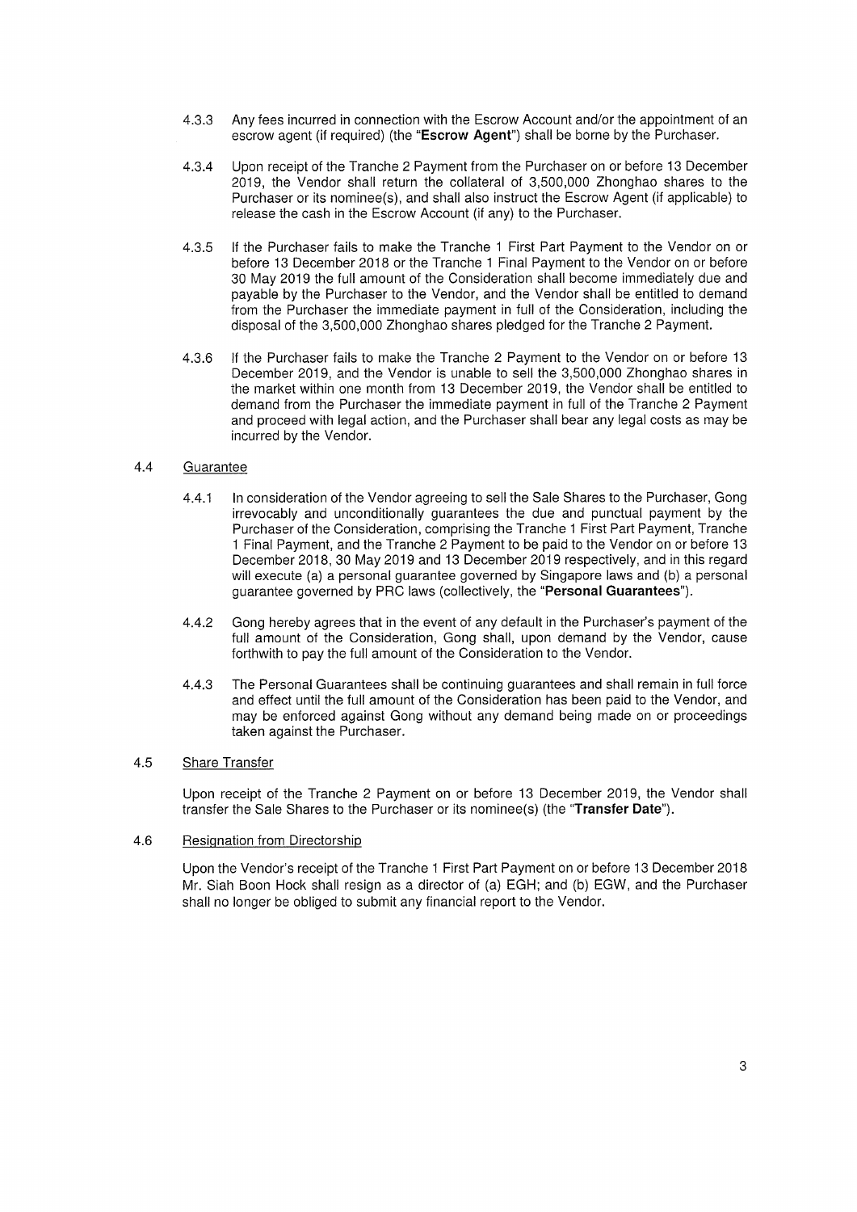4.3.3 Any fees incurred in connection with the Escrow Account and/or the appointment of an escrow agent (if required) (the "**Escrow Agent**") shall be borne by the Purchaser.

4.3.4 Upon receipt of the Tranche 2 Payment from the Purchaser on or before 13 December 2019, the Vendor shall return the collateral of 3,500,000 Zhonghao shares to the Purchaser or its nominee(s), and shall also instruct the Escrow Agent (if applicable) to release the cash in the Escrow Account (if any) to the Purchaser.

4.3.5 If the Purchaser fails to make the Tranche 1 First Part Payment to the Vendor on or before 13 December 2018 or the Tranche 1 Final Payment to the Vendor on or before 30 May 2019 the full amount of the Consideration shall become immediately due and payable by the Purchaser to the Vendor, and the Vendor shall be entitled to demand from the Purchaser the immediate payment in full of the Consideration, including the disposal of the 3,500,000 Zhonghao shares pledged for the Tranche 2 Payment.

4.3.6 If the Purchaser fails to make the Tranche 2 Payment to the Vendor on or before 13 December 2019, and the Vendor is unable to sell the 3,500,000 Zhonghao shares in the market within one month from 13 December 2019, the Vendor shall be entitled to demand from the Purchaser the immediate payment in full of the Tranche 2 Payment and proceed with legal action, and the Purchaser shall bear any legal costs as may be incurred by the Vendor.

4.4 Guarantee

4.4.1 In consideration of the Vendor agreeing to sell the Sale Shares to the Purchaser, Gong irrevocably and unconditionally guarantees the due and punctual payment by the Purchaser of the Consideration, comprising the Tranche 1 First Part Payment, Tranche 1 Final Payment, and the Tranche 2 Payment to be paid to the Vendor on or before 13 December 2018, 30 May 2019 and 13 December 2019 respectively, and in this regard will execute (a) a personal guarantee governed by Singapore laws and (b) a personal guarantee governed by PRC laws (collectively, the "**Personal Guarantees**").

4.4.2 Gong hereby agrees that in the event of any default in the Purchaser's payment of the full amount of the Consideration, Gong shall, upon demand by the Vendor, cause forthwith to pay the full amount of the Consideration to the Vendor.

4.4.3 The Personal Guarantees shall be continuing guarantees and shall remain in full force and effect until the full amount of the Consideration has been paid to the Vendor, and may be enforced against Gong without any demand being made on or proceedings taken against the Purchaser.

4.5 Share Transfer

Upon receipt of the Tranche 2 Payment on or before 13 December 2019, the Vendor shall transfer the Sale Shares to the Purchaser or its nominee(s) (the "**Transfer Date**").

4.6 Resignation from Directorship

Upon the Vendor's receipt of the Tranche 1 First Part Payment on or before 13 December 2018 Mr. Siah Boon Hock shall resign as a director of (a) EGH; and (b) EGW, and the Purchaser shall no longer be obliged to submit any financial report to the Vendor.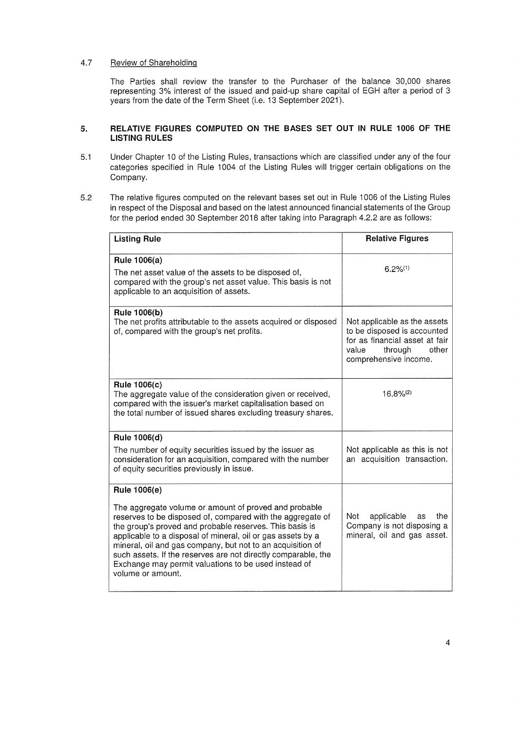4.7 Review of Shareholding

The Parties shall review the transfer to the Purchaser of the balance 30,000 shares representing 3% interest of the issued and paid-up share capital of EGH after a period of 3 years from the date of the Term Sheet (i.e. 13 September 2021).

## 5. RELATIVE FIGURES COMPUTED ON THE BASES SET OUT IN RULE 1006 OF THE LISTING RULES

5.1 Under Chapter 10 of the Listing Rules, transactions which are classified under any of the four categories specified in Rule 1004 of the Listing Rules will trigger certain obligations on the Company.

5.2 The relative figures computed on the relevant bases set out in Rule 1006 of the Listing Rules in respect of the Disposal and based on the latest announced financial statements of the Group for the period ended 30 September 2018 after taking into Paragraph 4.2.2 are as follows:

| Listing Rule | Relative Figures |
|---|---|
| **Rule 1006(a)**<br>The net asset value of the assets to be disposed of, compared with the group's net asset value. This basis is not applicable to an acquisition of assets. | 6.2%[(1)] |
| **Rule 1006(b)**<br>The net profits attributable to the assets acquired or disposed of, compared with the group's net profits. | Not applicable as the assets to be disposed is accounted for as financial asset at fair value through other comprehensive income. |
| **Rule 1006(c)**<br>The aggregate value of the consideration given or received, compared with the issuer's market capitalisation based on the total number of issued shares excluding treasury shares. | 16.8%[(2)] |
| **Rule 1006(d)**<br>The number of equity securities issued by the issuer as consideration for an acquisition, compared with the number of equity securities previously in issue. | Not applicable as this is not an acquisition transaction. |
| **Rule 1006(e)**<br>The aggregate volume or amount of proved and probable reserves to be disposed of, compared with the aggregate of the group's proved and probable reserves. This basis is applicable to a disposal of mineral, oil or gas assets by a mineral, oil and gas company, but not to an acquisition of such assets. If the reserves are not directly comparable, the Exchange may permit valuations to be used instead of volume or amount. | Not applicable as the Company is not disposing a mineral, oil and gas asset. |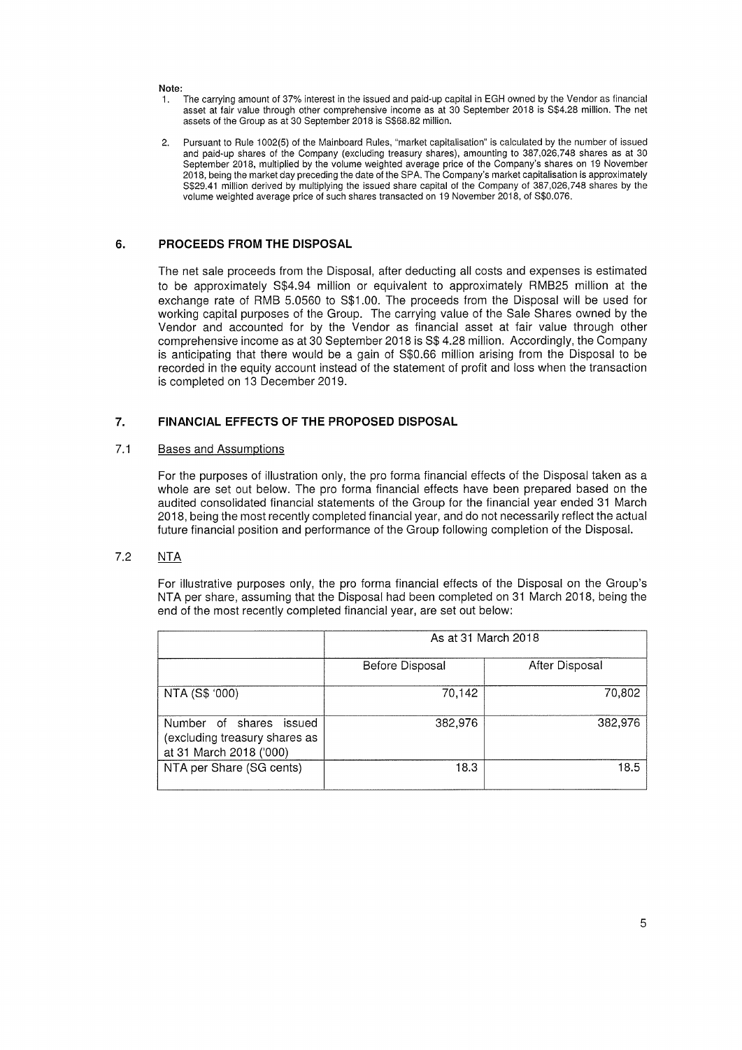Note:

1. The carrying amount of 37% interest in the issued and paid-up capital in EGH owned by the Vendor as financial asset at fair value through other comprehensive income as at 30 September 2018 is S$4.28 million. The net assets of the Group as at 30 September 2018 is S$68.82 million.

2. Pursuant to Rule 1002(5) of the Mainboard Rules, "market capitalisation" is calculated by the number of issued and paid-up shares of the Company (excluding treasury shares), amounting to 387,026,748 shares as at 30 September 2018, multiplied by the volume weighted average price of the Company's shares on 19 November 2018, being the market day preceding the date of the SPA. The Company's market capitalisation is approximately S$29.41 million derived by multiplying the issued share capital of the Company of 387,026,748 shares by the volume weighted average price of such shares transacted on 19 November 2018, of S$0.076.

## 6. PROCEEDS FROM THE DISPOSAL

The net sale proceeds from the Disposal, after deducting all costs and expenses is estimated to be approximately S$4.94 million or equivalent to approximately RMB25 million at the exchange rate of RMB 5.0560 to S$1.00. The proceeds from the Disposal will be used for working capital purposes of the Group. The carrying value of the Sale Shares owned by the Vendor and accounted for by the Vendor as financial asset at fair value through other comprehensive income as at 30 September 2018 is S$ 4.28 million. Accordingly, the Company is anticipating that there would be a gain of S$0.66 million arising from the Disposal to be recorded in the equity account instead of the statement of profit and loss when the transaction is completed on 13 December 2019.

## 7. FINANCIAL EFFECTS OF THE PROPOSED DISPOSAL

### 7.1 Bases and Assumptions

For the purposes of illustration only, the pro forma financial effects of the Disposal taken as a whole are set out below. The pro forma financial effects have been prepared based on the audited consolidated financial statements of the Group for the financial year ended 31 March 2018, being the most recently completed financial year, and do not necessarily reflect the actual future financial position and performance of the Group following completion of the Disposal.

### 7.2 NTA

For illustrative purposes only, the pro forma financial effects of the Disposal on the Group's NTA per share, assuming that the Disposal had been completed on 31 March 2018, being the end of the most recently completed financial year, are set out below:

| | As at 31 March 2018 | |
|---|---|---|
| | Before Disposal | After Disposal |
| NTA (S$ '000) | 70,142 | 70,802 |
| Number of shares issued (excluding treasury shares as at 31 March 2018 ('000) | 382,976 | 382,976 |
| NTA per Share (SG cents) | 18.3 | 18.5 |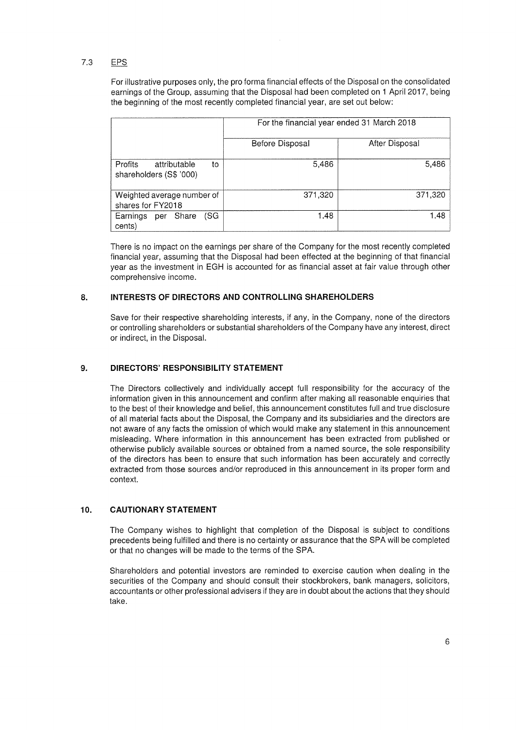### 7.3 EPS

For illustrative purposes only, the pro forma financial effects of the Disposal on the consolidated earnings of the Group, assuming that the Disposal had been completed on 1 April 2017, being the beginning of the most recently completed financial year, are set out below:

| | For the financial year ended 31 March 2018 | |
|---|---|---|
| | Before Disposal | After Disposal |
| Profits attributable to shareholders (S$ '000) | 5,486 | 5,486 |
| Weighted average number of shares for FY2018 | 371,320 | 371,320 |
| Earnings per Share (SG cents) | 1.48 | 1.48 |

There is no impact on the earnings per share of the Company for the most recently completed financial year, assuming that the Disposal had been effected at the beginning of that financial year as the investment in EGH is accounted for as financial asset at fair value through other comprehensive income.

## 8. INTERESTS OF DIRECTORS AND CONTROLLING SHAREHOLDERS

Save for their respective shareholding interests, if any, in the Company, none of the directors or controlling shareholders or substantial shareholders of the Company have any interest, direct or indirect, in the Disposal.

## 9. DIRECTORS' RESPONSIBILITY STATEMENT

The Directors collectively and individually accept full responsibility for the accuracy of the information given in this announcement and confirm after making all reasonable enquiries that to the best of their knowledge and belief, this announcement constitutes full and true disclosure of all material facts about the Disposal, the Company and its subsidiaries and the directors are not aware of any facts the omission of which would make any statement in this announcement misleading. Where information in this announcement has been extracted from published or otherwise publicly available sources or obtained from a named source, the sole responsibility of the directors has been to ensure that such information has been accurately and correctly extracted from those sources and/or reproduced in this announcement in its proper form and context.

## 10. CAUTIONARY STATEMENT

The Company wishes to highlight that completion of the Disposal is subject to conditions precedents being fulfilled and there is no certainty or assurance that the SPA will be completed or that no changes will be made to the terms of the SPA.

Shareholders and potential investors are reminded to exercise caution when dealing in the securities of the Company and should consult their stockbrokers, bank managers, solicitors, accountants or other professional advisers if they are in doubt about the actions that they should take.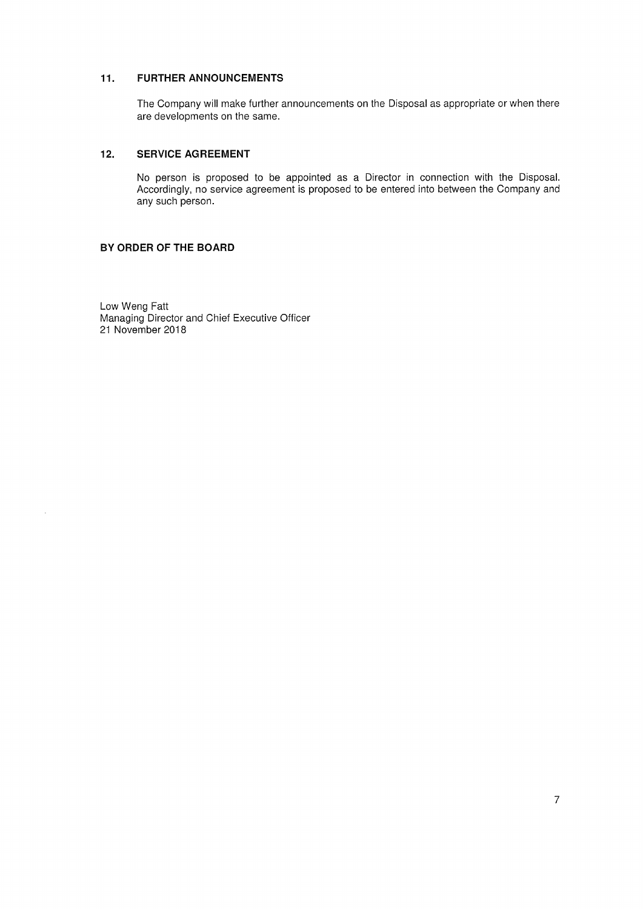## 11. FURTHER ANNOUNCEMENTS

The Company will make further announcements on the Disposal as appropriate or when there are developments on the same.

## 12. SERVICE AGREEMENT

No person is proposed to be appointed as a Director in connection with the Disposal. Accordingly, no service agreement is proposed to be entered into between the Company and any such person.

**BY ORDER OF THE BOARD**

Low Weng Fatt
Managing Director and Chief Executive Officer
21 November 2018